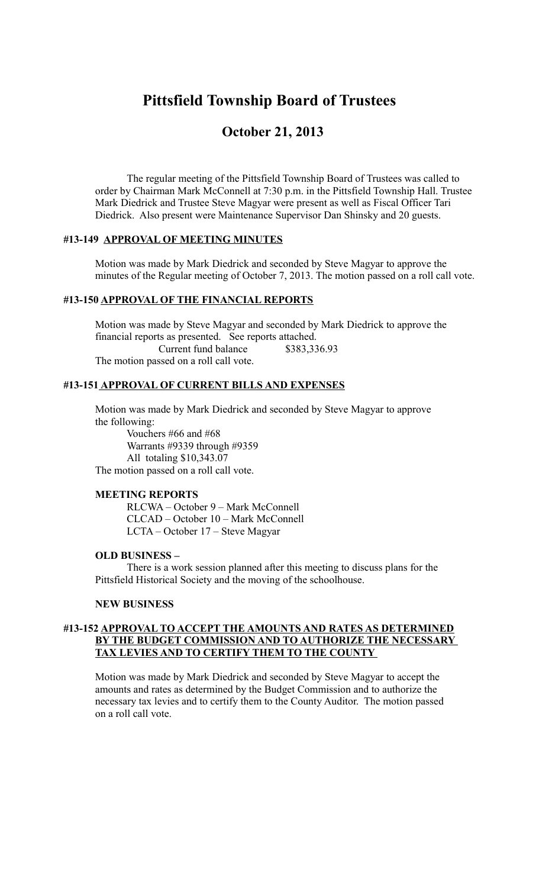# Pittsfield Township Board of Trustees

## October 21, 2013

The regular meeting of the Pittsfield Township Board of Trustees was called to order by Chairman Mark McConnell at 7:30 p.m. in the Pittsfield Township Hall. Trustee Mark Diedrick and Trustee Steve Magyar were present as well as Fiscal Officer Tari Diedrick. Also present were Maintenance Supervisor Dan Shinsky and 20 guests.

### #13-149 APPROVAL OF MEETING MINUTES

Motion was made by Mark Diedrick and seconded by Steve Magyar to approve the minutes of the Regular meeting of October 7, 2013. The motion passed on a roll call vote.

### #13-150 APPROVAL OF THE FINANCIAL REPORTS

Motion was made by Steve Magyar and seconded by Mark Diedrick to approve the financial reports as presented. See reports attached.

Current fund balance $383,336.93

The motion passed on a roll call vote.

### #13-151 APPROVAL OF CURRENT BILLS AND EXPENSES

Motion was made by Mark Diedrick and seconded by Steve Magyar to approve the following:

Vouchers #66 and #68
Warrants #9339 through #9359
All totaling $10,343.07

The motion passed on a roll call vote.

### MEETING REPORTS

RLCWA – October 9 – Mark McConnell
CLCAD – October 10 – Mark McConnell
LCTA – October 17 – Steve Magyar

### OLD BUSINESS –

There is a work session planned after this meeting to discuss plans for the Pittsfield Historical Society and the moving of the schoolhouse.

### NEW BUSINESS

### #13-152 APPROVAL TO ACCEPT THE AMOUNTS AND RATES AS DETERMINED BY THE BUDGET COMMISSION AND TO AUTHORIZE THE NECESSARY TAX LEVIES AND TO CERTIFY THEM TO THE COUNTY

Motion was made by Mark Diedrick and seconded by Steve Magyar to accept the amounts and rates as determined by the Budget Commission and to authorize the necessary tax levies and to certify them to the County Auditor. The motion passed on a roll call vote.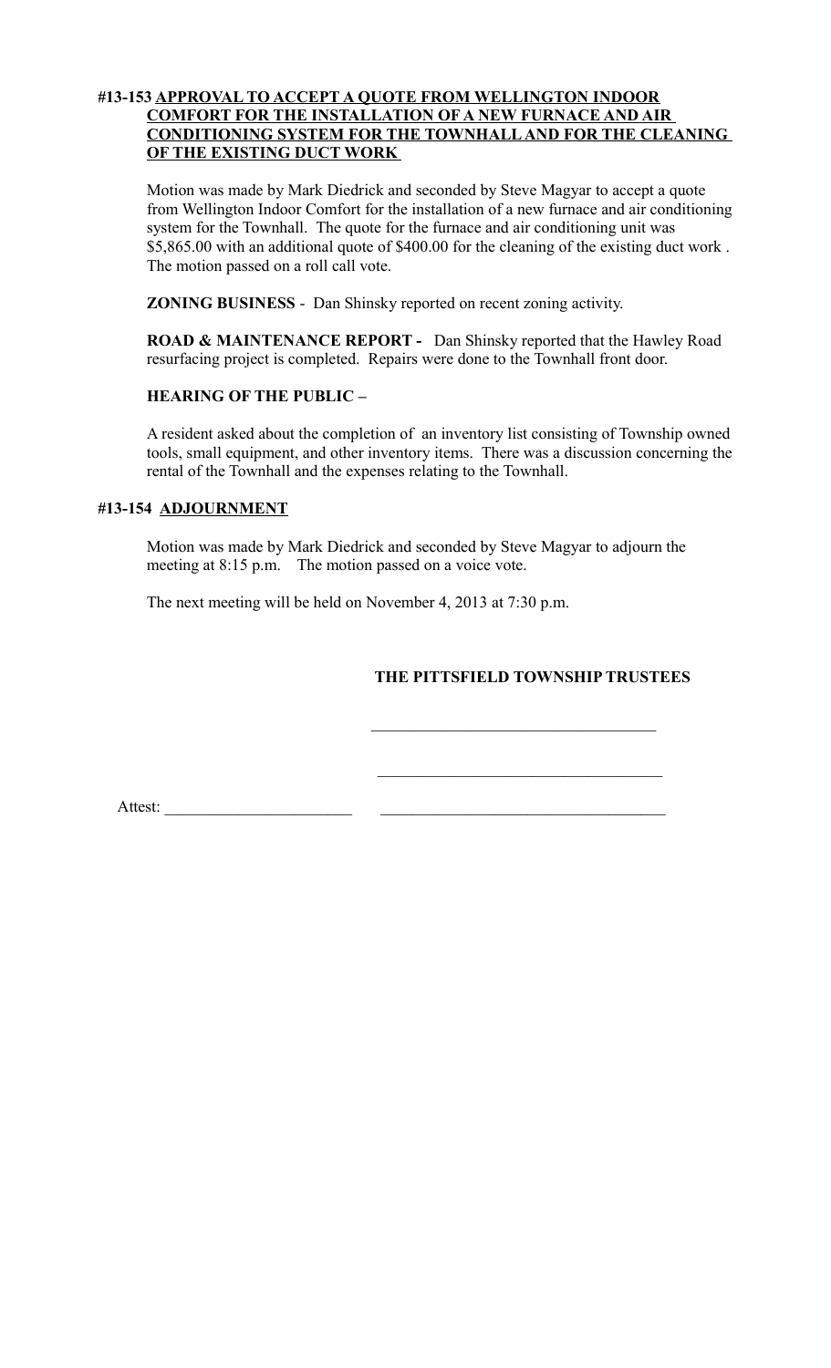**#13-153 APPROVAL TO ACCEPT A QUOTE FROM WELLINGTON INDOOR COMFORT FOR THE INSTALLATION OF A NEW FURNACE AND AIR CONDITIONING SYSTEM FOR THE TOWNHALL AND FOR THE CLEANING OF THE EXISTING DUCT WORK**

Motion was made by Mark Diedrick and seconded by Steve Magyar to accept a quote from Wellington Indoor Comfort for the installation of a new furnace and air conditioning system for the Townhall. The quote for the furnace and air conditioning unit was $5,865.00 with an additional quote of $400.00 for the cleaning of the existing duct work . The motion passed on a roll call vote.

**ZONING BUSINESS** - Dan Shinsky reported on recent zoning activity.

**ROAD & MAINTENANCE REPORT -** Dan Shinsky reported that the Hawley Road resurfacing project is completed. Repairs were done to the Townhall front door.

**HEARING OF THE PUBLIC –**

A resident asked about the completion of an inventory list consisting of Township owned tools, small equipment, and other inventory items. There was a discussion concerning the rental of the Townhall and the expenses relating to the Townhall.

**#13-154 ADJOURNMENT**

Motion was made by Mark Diedrick and seconded by Steve Magyar to adjourn the meeting at 8:15 p.m. The motion passed on a voice vote.

The next meeting will be held on November 4, 2013 at 7:30 p.m.

**THE PITTSFIELD TOWNSHIP TRUSTEES**

\_\_\_\_\_\_\_\_\_\_\_\_\_\_\_\_\_\_\_\_\_\_\_\_\_\_\_\_\_\_\_\_\_\_

\_\_\_\_\_\_\_\_\_\_\_\_\_\_\_\_\_\_\_\_\_\_\_\_\_\_\_\_\_\_\_\_\_\_

Attest: \_\_\_\_\_\_\_\_\_\_\_\_\_\_\_\_\_\_\_\_\_\_\_ \_\_\_\_\_\_\_\_\_\_\_\_\_\_\_\_\_\_\_\_\_\_\_\_\_\_\_\_\_\_\_\_\_\_